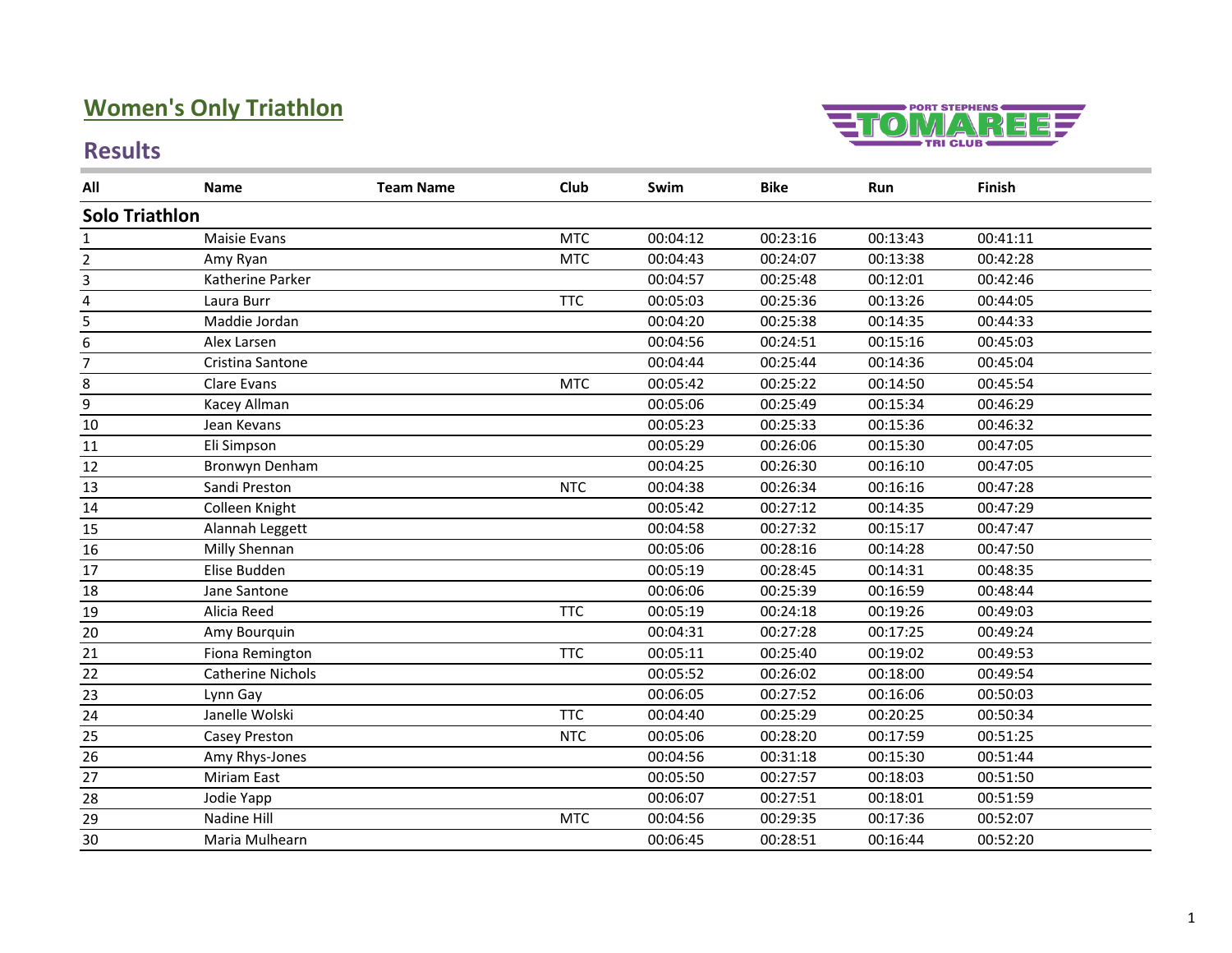# Women's Only Triathlon

## Results

| All | Name | Team Name | Club | Swim | Bike | Run | Finish |
|---|---|---|---|---|---|---|---|
| **Solo Triathlon** | | | | | | | |
| 1 | Maisie Evans | | MTC | 00:04:12 | 00:23:16 | 00:13:43 | 00:41:11 |
| 2 | Amy Ryan | | MTC | 00:04:43 | 00:24:07 | 00:13:38 | 00:42:28 |
| 3 | Katherine Parker | | | 00:04:57 | 00:25:48 | 00:12:01 | 00:42:46 |
| 4 | Laura Burr | | TTC | 00:05:03 | 00:25:36 | 00:13:26 | 00:44:05 |
| 5 | Maddie Jordan | | | 00:04:20 | 00:25:38 | 00:14:35 | 00:44:33 |
| 6 | Alex Larsen | | | 00:04:56 | 00:24:51 | 00:15:16 | 00:45:03 |
| 7 | Cristina Santone | | | 00:04:44 | 00:25:44 | 00:14:36 | 00:45:04 |
| 8 | Clare Evans | | MTC | 00:05:42 | 00:25:22 | 00:14:50 | 00:45:54 |
| 9 | Kacey Allman | | | 00:05:06 | 00:25:49 | 00:15:34 | 00:46:29 |
| 10 | Jean Kevans | | | 00:05:23 | 00:25:33 | 00:15:36 | 00:46:32 |
| 11 | Eli Simpson | | | 00:05:29 | 00:26:06 | 00:15:30 | 00:47:05 |
| 12 | Bronwyn Denham | | | 00:04:25 | 00:26:30 | 00:16:10 | 00:47:05 |
| 13 | Sandi Preston | | NTC | 00:04:38 | 00:26:34 | 00:16:16 | 00:47:28 |
| 14 | Colleen Knight | | | 00:05:42 | 00:27:12 | 00:14:35 | 00:47:29 |
| 15 | Alannah Leggett | | | 00:04:58 | 00:27:32 | 00:15:17 | 00:47:47 |
| 16 | Milly Shennan | | | 00:05:06 | 00:28:16 | 00:14:28 | 00:47:50 |
| 17 | Elise Budden | | | 00:05:19 | 00:28:45 | 00:14:31 | 00:48:35 |
| 18 | Jane Santone | | | 00:06:06 | 00:25:39 | 00:16:59 | 00:48:44 |
| 19 | Alicia Reed | | TTC | 00:05:19 | 00:24:18 | 00:19:26 | 00:49:03 |
| 20 | Amy Bourquin | | | 00:04:31 | 00:27:28 | 00:17:25 | 00:49:24 |
| 21 | Fiona Remington | | TTC | 00:05:11 | 00:25:40 | 00:19:02 | 00:49:53 |
| 22 | Catherine Nichols | | | 00:05:52 | 00:26:02 | 00:18:00 | 00:49:54 |
| 23 | Lynn Gay | | | 00:06:05 | 00:27:52 | 00:16:06 | 00:50:03 |
| 24 | Janelle Wolski | | TTC | 00:04:40 | 00:25:29 | 00:20:25 | 00:50:34 |
| 25 | Casey Preston | | NTC | 00:05:06 | 00:28:20 | 00:17:59 | 00:51:25 |
| 26 | Amy Rhys-Jones | | | 00:04:56 | 00:31:18 | 00:15:30 | 00:51:44 |
| 27 | Miriam East | | | 00:05:50 | 00:27:57 | 00:18:03 | 00:51:50 |
| 28 | Jodie Yapp | | | 00:06:07 | 00:27:51 | 00:18:01 | 00:51:59 |
| 29 | Nadine Hill | | MTC | 00:04:56 | 00:29:35 | 00:17:36 | 00:52:07 |
| 30 | Maria Mulhearn | | | 00:06:45 | 00:28:51 | 00:16:44 | 00:52:20 |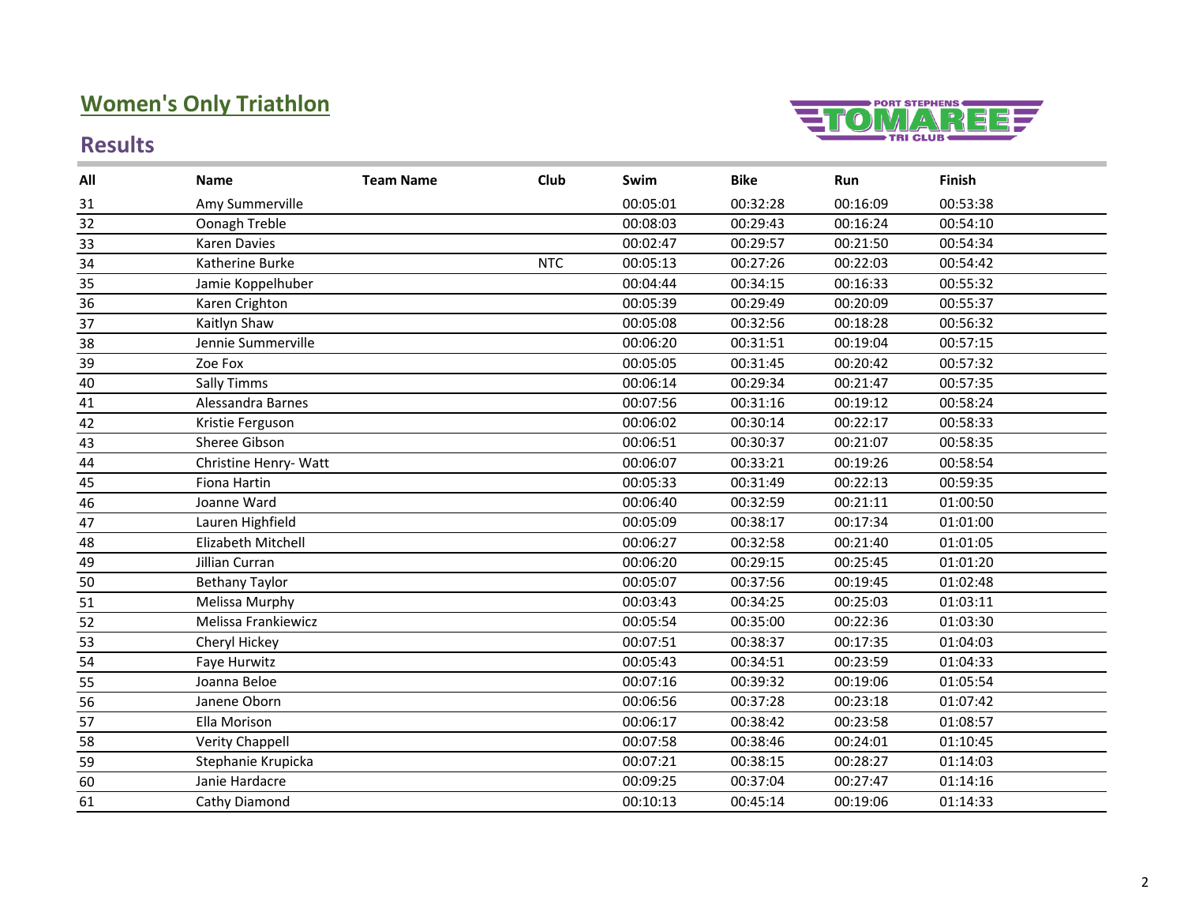## Women's Only Triathlon

## Results

| All | Name | Team Name | Club | Swim | Bike | Run | Finish |
|---|---|---|---|---|---|---|---|
| 31 | Amy Summerville | | | 00:05:01 | 00:32:28 | 00:16:09 | 00:53:38 |
| 32 | Oonagh Treble | | | 00:08:03 | 00:29:43 | 00:16:24 | 00:54:10 |
| 33 | Karen Davies | | | 00:02:47 | 00:29:57 | 00:21:50 | 00:54:34 |
| 34 | Katherine Burke | | NTC | 00:05:13 | 00:27:26 | 00:22:03 | 00:54:42 |
| 35 | Jamie Koppelhuber | | | 00:04:44 | 00:34:15 | 00:16:33 | 00:55:32 |
| 36 | Karen Crighton | | | 00:05:39 | 00:29:49 | 00:20:09 | 00:55:37 |
| 37 | Kaitlyn Shaw | | | 00:05:08 | 00:32:56 | 00:18:28 | 00:56:32 |
| 38 | Jennie Summerville | | | 00:06:20 | 00:31:51 | 00:19:04 | 00:57:15 |
| 39 | Zoe Fox | | | 00:05:05 | 00:31:45 | 00:20:42 | 00:57:32 |
| 40 | Sally Timms | | | 00:06:14 | 00:29:34 | 00:21:47 | 00:57:35 |
| 41 | Alessandra Barnes | | | 00:07:56 | 00:31:16 | 00:19:12 | 00:58:24 |
| 42 | Kristie Ferguson | | | 00:06:02 | 00:30:14 | 00:22:17 | 00:58:33 |
| 43 | Sheree Gibson | | | 00:06:51 | 00:30:37 | 00:21:07 | 00:58:35 |
| 44 | Christine Henry- Watt | | | 00:06:07 | 00:33:21 | 00:19:26 | 00:58:54 |
| 45 | Fiona Hartin | | | 00:05:33 | 00:31:49 | 00:22:13 | 00:59:35 |
| 46 | Joanne Ward | | | 00:06:40 | 00:32:59 | 00:21:11 | 01:00:50 |
| 47 | Lauren Highfield | | | 00:05:09 | 00:38:17 | 00:17:34 | 01:01:00 |
| 48 | Elizabeth Mitchell | | | 00:06:27 | 00:32:58 | 00:21:40 | 01:01:05 |
| 49 | Jillian Curran | | | 00:06:20 | 00:29:15 | 00:25:45 | 01:01:20 |
| 50 | Bethany Taylor | | | 00:05:07 | 00:37:56 | 00:19:45 | 01:02:48 |
| 51 | Melissa Murphy | | | 00:03:43 | 00:34:25 | 00:25:03 | 01:03:11 |
| 52 | Melissa Frankiewicz | | | 00:05:54 | 00:35:00 | 00:22:36 | 01:03:30 |
| 53 | Cheryl Hickey | | | 00:07:51 | 00:38:37 | 00:17:35 | 01:04:03 |
| 54 | Faye Hurwitz | | | 00:05:43 | 00:34:51 | 00:23:59 | 01:04:33 |
| 55 | Joanna Beloe | | | 00:07:16 | 00:39:32 | 00:19:06 | 01:05:54 |
| 56 | Janene Oborn | | | 00:06:56 | 00:37:28 | 00:23:18 | 01:07:42 |
| 57 | Ella Morison | | | 00:06:17 | 00:38:42 | 00:23:58 | 01:08:57 |
| 58 | Verity Chappell | | | 00:07:58 | 00:38:46 | 00:24:01 | 01:10:45 |
| 59 | Stephanie Krupicka | | | 00:07:21 | 00:38:15 | 00:28:27 | 01:14:03 |
| 60 | Janie Hardacre | | | 00:09:25 | 00:37:04 | 00:27:47 | 01:14:16 |
| 61 | Cathy Diamond | | | 00:10:13 | 00:45:14 | 00:19:06 | 01:14:33 |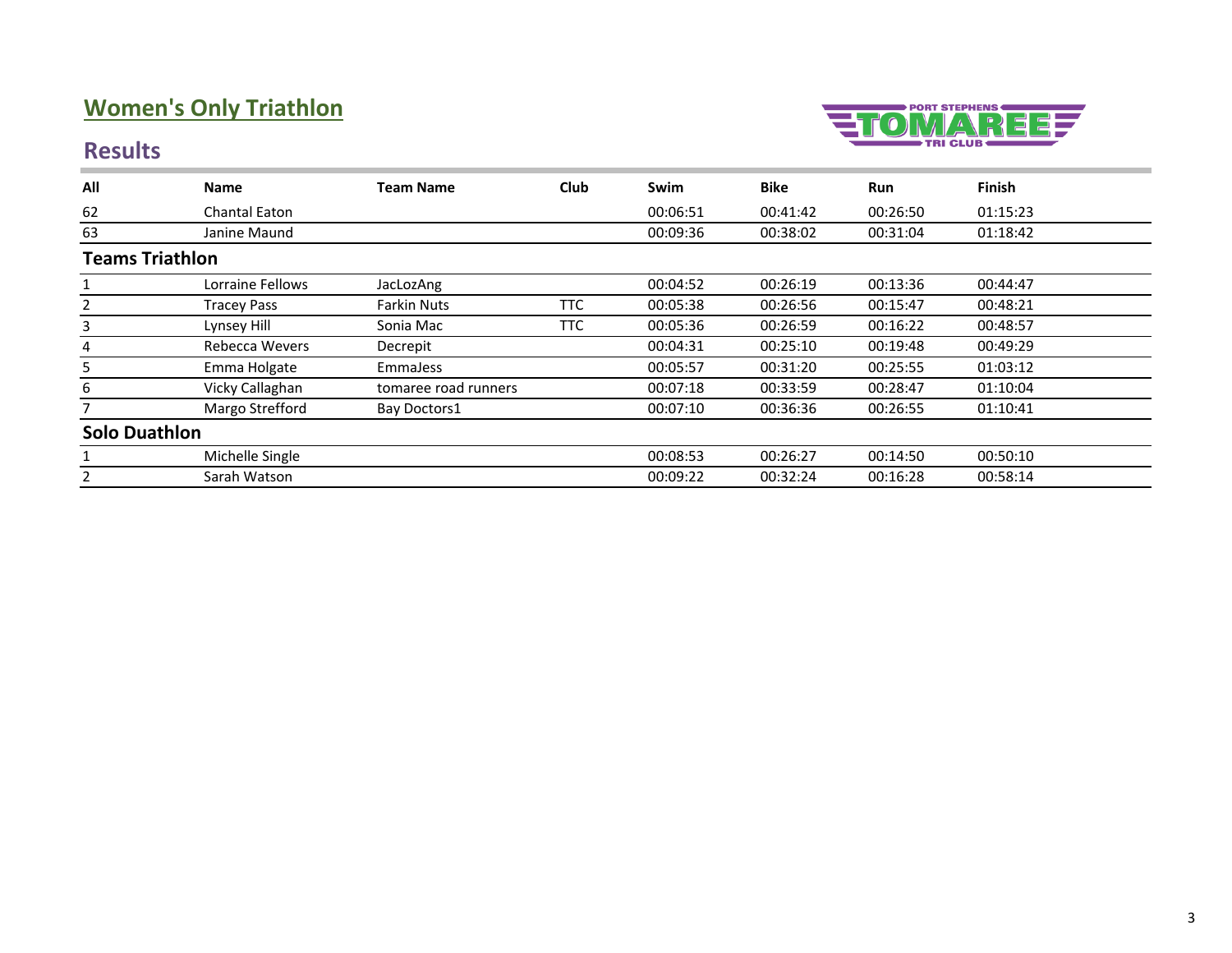## Women's Only Triathlon

### Results

| All | Name | Team Name | Club | Swim | Bike | Run | Finish |
|---|---|---|---|---|---|---|---|
| 62 | Chantal Eaton | | | 00:06:51 | 00:41:42 | 00:26:50 | 01:15:23 |
| 63 | Janine Maund | | | 00:09:36 | 00:38:02 | 00:31:04 | 01:18:42 |
| **Teams Triathlon** | | | | | | | |
| 1 | Lorraine Fellows | JacLozAng | | 00:04:52 | 00:26:19 | 00:13:36 | 00:44:47 |
| 2 | Tracey Pass | Farkin Nuts | TTC | 00:05:38 | 00:26:56 | 00:15:47 | 00:48:21 |
| 3 | Lynsey Hill | Sonia Mac | TTC | 00:05:36 | 00:26:59 | 00:16:22 | 00:48:57 |
| 4 | Rebecca Wevers | Decrepit | | 00:04:31 | 00:25:10 | 00:19:48 | 00:49:29 |
| 5 | Emma Holgate | EmmaJess | | 00:05:57 | 00:31:20 | 00:25:55 | 01:03:12 |
| 6 | Vicky Callaghan | tomaree road runners | | 00:07:18 | 00:33:59 | 00:28:47 | 01:10:04 |
| 7 | Margo Strefford | Bay Doctors1 | | 00:07:10 | 00:36:36 | 00:26:55 | 01:10:41 |
| **Solo Duathlon** | | | | | | | |
| 1 | Michelle Single | | | 00:08:53 | 00:26:27 | 00:14:50 | 00:50:10 |
| 2 | Sarah Watson | | | 00:09:22 | 00:32:24 | 00:16:28 | 00:58:14 |